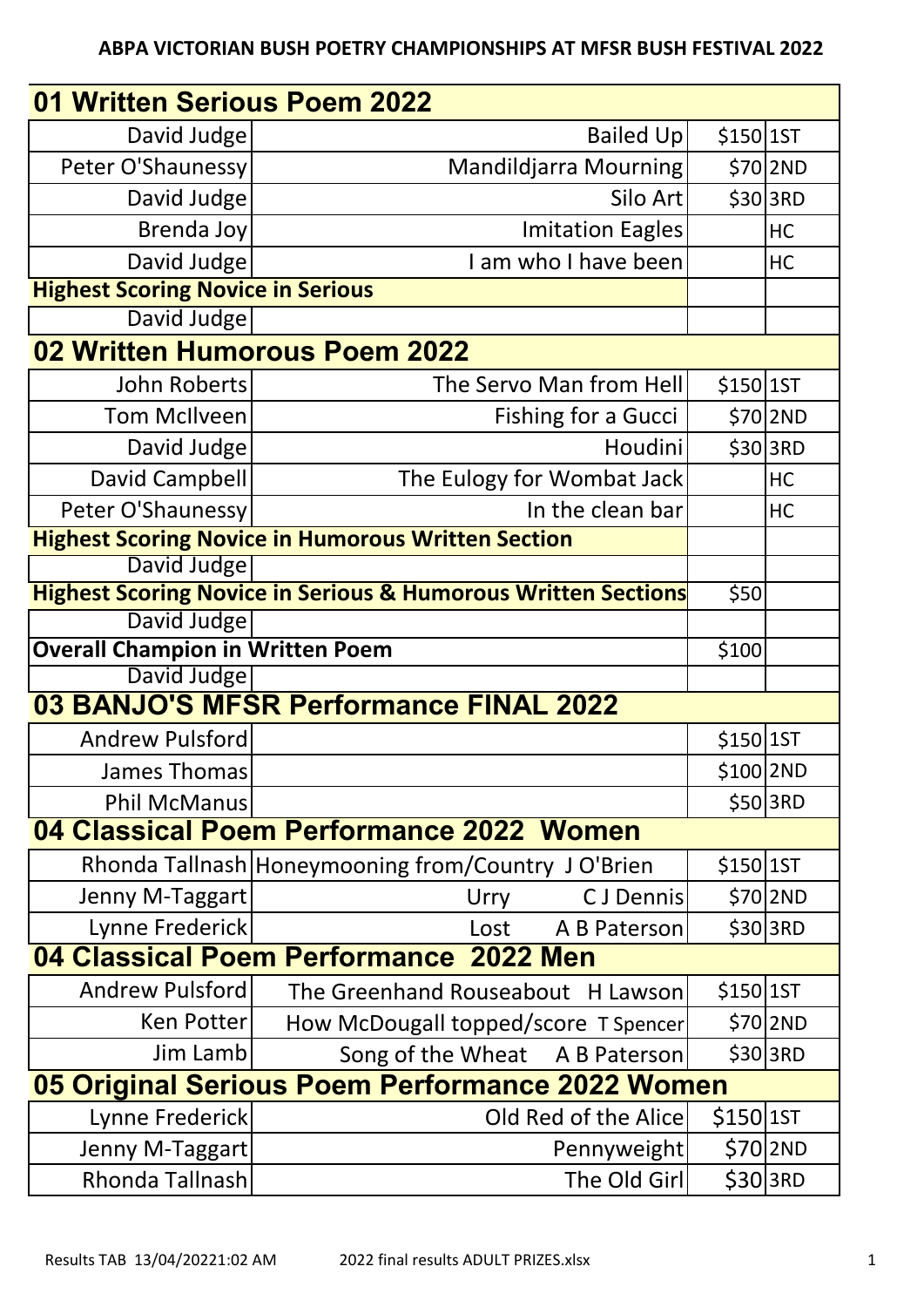# ABPA VICTORIAN BUSH POETRY CHAMPIONSHIPS AT MFSR BUSH FESTIVAL 2022

## 01 Written Serious Poem 2022

| Name | Poem | Prize | Place |
|---|---|---|---|
| David Judge | Bailed Up | $150 | 1ST |
| Peter O'Shaunessy | Mandildjarra Mourning | $70 | 2ND |
| David Judge | Silo Art | $30 | 3RD |
| Brenda Joy | Imitation Eagles | | HC |
| David Judge | I am who I have been | | HC |
| **Highest Scoring Novice in Serious** | | | |
| David Judge | | | |

## 02 Written Humorous Poem 2022

| Name | Poem | Prize | Place |
|---|---|---|---|
| John Roberts | The Servo Man from Hell | $150 | 1ST |
| Tom McIlveen | Fishing for a Gucci | $70 | 2ND |
| David Judge | Houdini | $30 | 3RD |
| David Campbell | The Eulogy for Wombat Jack | | HC |
| Peter O'Shaunessy | In the clean bar | | HC |
| **Highest Scoring Novice in Humorous Written Section** | | | |
| David Judge | | | |
| **Highest Scoring Novice in Serious & Humorous Written Sections** | | $50 | |
| David Judge | | | |
| **Overall Champion in Written Poem** | | $100 | |
| David Judge | | | |

## 03 BANJO'S MFSR Performance FINAL 2022

| Name | Poem | Prize | Place |
|---|---|---|---|
| Andrew Pulsford | | $150 | 1ST |
| James Thomas | | $100 | 2ND |
| Phil McManus | | $50 | 3RD |

## 04 Classical Poem Performance 2022 Women

| Name | Poem | Prize | Place |
|---|---|---|---|
| Rhonda Tallnash | Honeymooning from/Country J O'Brien | $150 | 1ST |
| Jenny M-Taggart | Urry C J Dennis | $70 | 2ND |
| Lynne Frederick | Lost A B Paterson | $30 | 3RD |

## 04 Classical Poem Performance 2022 Men

| Name | Poem | Prize | Place |
|---|---|---|---|
| Andrew Pulsford | The Greenhand Rouseabout H Lawson | $150 | 1ST |
| Ken Potter | How McDougall topped/score T Spencer | $70 | 2ND |
| Jim Lamb | Song of the Wheat A B Paterson | $30 | 3RD |

## 05 Original Serious Poem Performance 2022 Women

| Name | Poem | Prize | Place |
|---|---|---|---|
| Lynne Frederick | Old Red of the Alice | $150 | 1ST |
| Jenny M-Taggart | Pennyweight | $70 | 2ND |
| Rhonda Tallnash | The Old Girl | $30 | 3RD |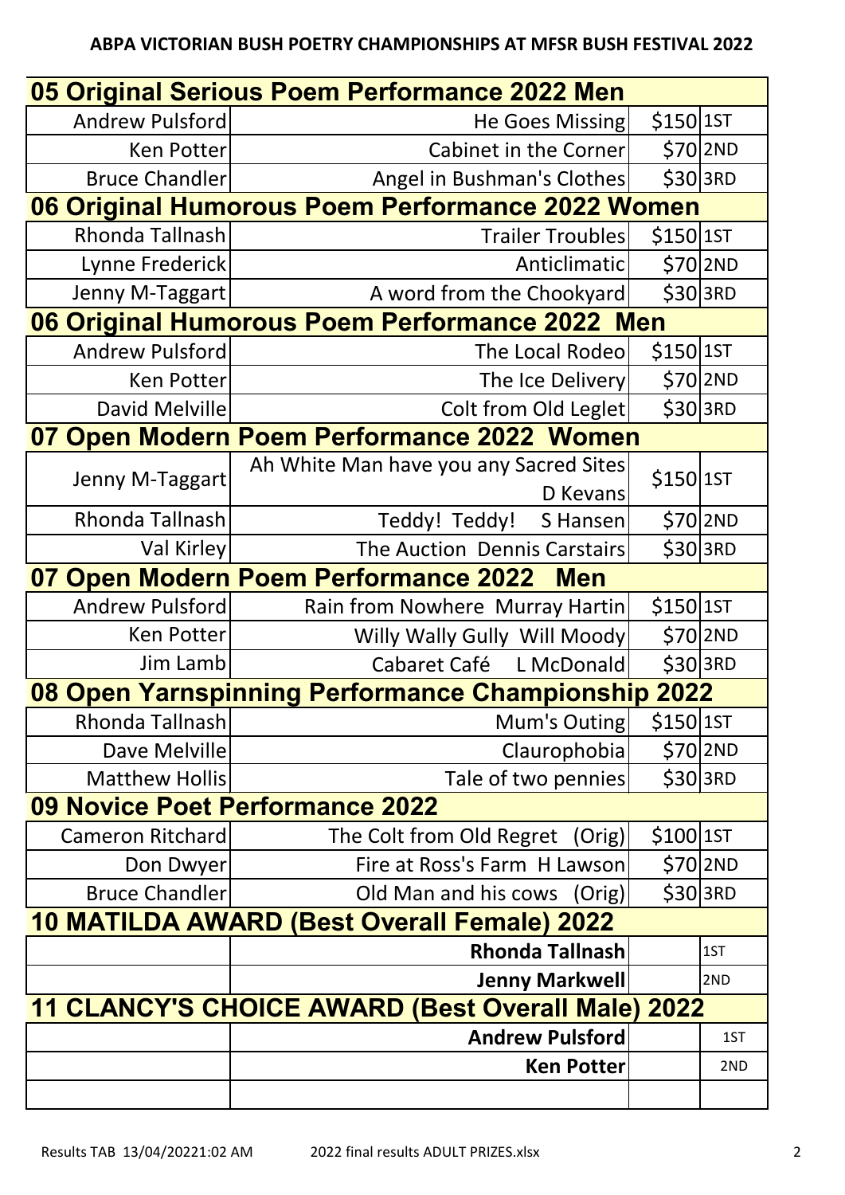**ABPA VICTORIAN BUSH POETRY CHAMPIONSHIPS AT MFSR BUSH FESTIVAL 2022**

| 05 Original Serious Poem Performance 2022 Men | | | |
|---|---|---|---|
| Andrew Pulsford | He Goes Missing | $150 | 1ST |
| Ken Potter | Cabinet in the Corner | $70 | 2ND |
| Bruce Chandler | Angel in Bushman's Clothes | $30 | 3RD |
| **06 Original Humorous Poem Performance 2022 Women** | | | |
| Rhonda Tallnash | Trailer Troubles | $150 | 1ST |
| Lynne Frederick | Anticlimatic | $70 | 2ND |
| Jenny M-Taggart | A word from the Chookyard | $30 | 3RD |
| **06 Original Humorous Poem Performance 2022 Men** | | | |
| Andrew Pulsford | The Local Rodeo | $150 | 1ST |
| Ken Potter | The Ice Delivery | $70 | 2ND |
| David Melville | Colt from Old Leglet | $30 | 3RD |
| **07 Open Modern Poem Performance 2022 Women** | | | |
| Jenny M-Taggart | Ah White Man have you any Sacred Sites D Kevans | $150 | 1ST |
| Rhonda Tallnash | Teddy! Teddy! S Hansen | $70 | 2ND |
| Val Kirley | The Auction Dennis Carstairs | $30 | 3RD |
| **07 Open Modern Poem Performance 2022 Men** | | | |
| Andrew Pulsford | Rain from Nowhere Murray Hartin | $150 | 1ST |
| Ken Potter | Willy Wally Gully Will Moody | $70 | 2ND |
| Jim Lamb | Cabaret Café L McDonald | $30 | 3RD |
| **08 Open Yarnspinning Performance Championship 2022** | | | |
| Rhonda Tallnash | Mum's Outing | $150 | 1ST |
| Dave Melville | Claurophobia | $70 | 2ND |
| Matthew Hollis | Tale of two pennies | $30 | 3RD |
| **09 Novice Poet Performance 2022** | | | |
| Cameron Ritchard | The Colt from Old Regret (Orig) | $100 | 1ST |
| Don Dwyer | Fire at Ross's Farm H Lawson | $70 | 2ND |
| Bruce Chandler | Old Man and his cows (Orig) | $30 | 3RD |
| **10 MATILDA AWARD (Best Overall Female) 2022** | | | |
| | **Rhonda Tallnash** | | 1ST |
| | **Jenny Markwell** | | 2ND |
| **11 CLANCY'S CHOICE AWARD (Best Overall Male) 2022** | | | |
| | **Andrew Pulsford** | | 1ST |
| | **Ken Potter** | | 2ND |
| | | | |

Results TAB 13/04/20221:02 AM 2022 final results ADULT PRIZES.xlsx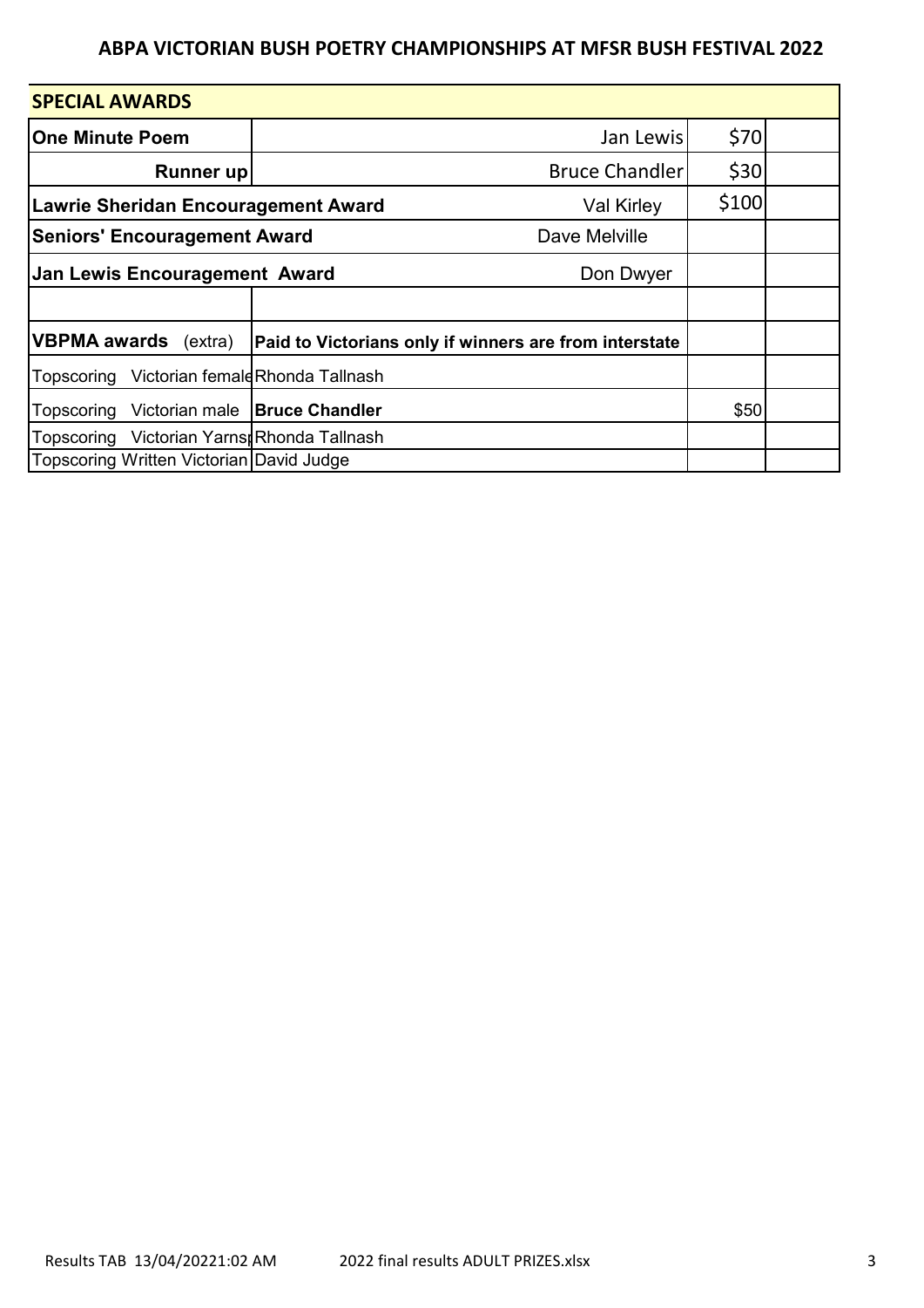## ABPA VICTORIAN BUSH POETRY CHAMPIONSHIPS AT MFSR BUSH FESTIVAL 2022

| SPECIAL AWARDS | | | |
|---|---|---|---|
| **One Minute Poem** | Jan Lewis | $70 | |
| **Runner up** | Bruce Chandler | $30 | |
| **Lawrie Sheridan Encouragement Award** | Val Kirley | $100 | |
| **Seniors' Encouragement Award** | Dave Melville | | |
| **Jan Lewis Encouragement Award** | Don Dwyer | | |
| | | | |
| **VBPMA awards** (extra) | **Paid to Victorians only if winners are from interstate** | | |
| Topscoring Victorian female | Rhonda Tallnash | | |
| Topscoring Victorian male | **Bruce Chandler** | $50 | |
| Topscoring Victorian Yarns | Rhonda Tallnash | | |
| Topscoring Written Victorian | David Judge | | |